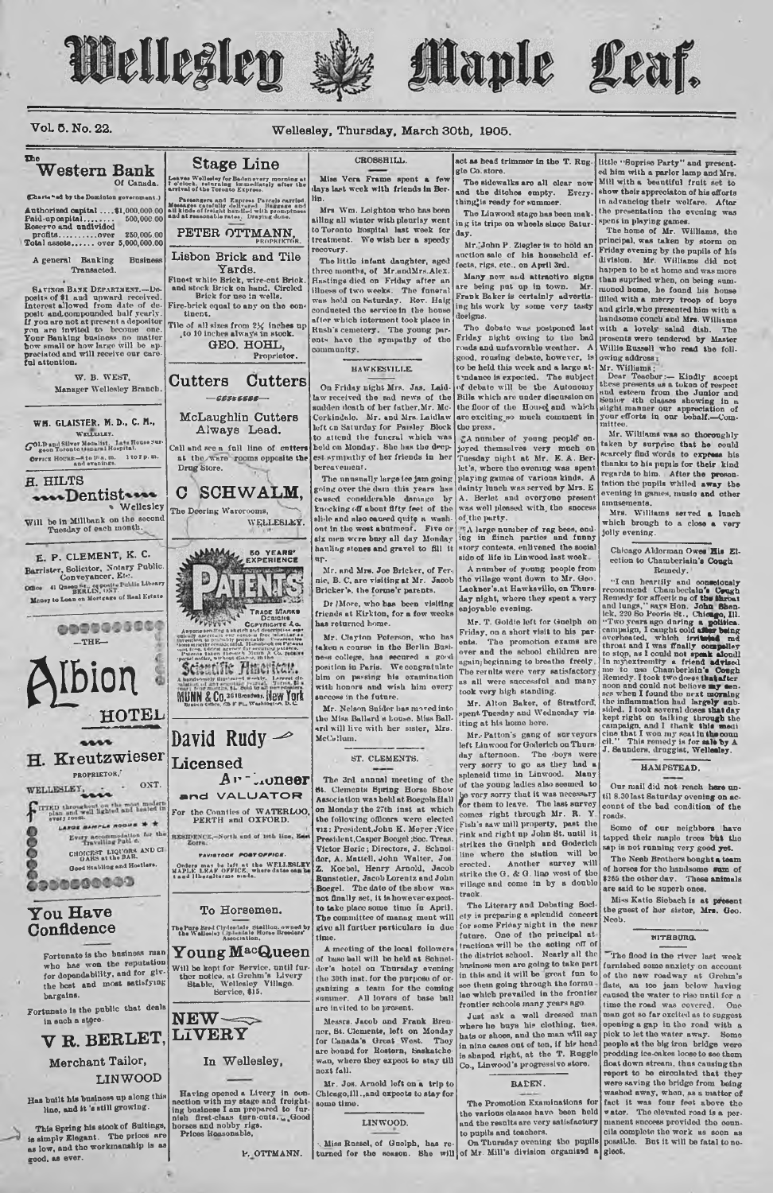# Wellesley Maple Leaf.

Vol. 5. No. 22. Wellesley, Thursday, March 30th, 1905.

## The Western Bank Of Canada.

(Chartered by the Dominion government.)

Authorized capital ....$1,000,000.00
Paid-up capital........ 500,000.00
Reserve and undivided profits..........over 250,000.00
Total assets.......over 5,000,000.00

A general Banking Business Transacted.

SAVINGS BANK DEPARTMENT.—Deposits of $1 and upward received. Interest allowed from date of deposit and compounded half yearly. If you are not at present a depositor you are invited to become one. Your Banking business no matter how small or how large will be appreciated and will receive our careful attention.

W. B. WEST, Manager Wellesley Branch.

---

**WM. GLAISTER, M. D., C. M.,** WELLESLEY.

Gold and Silver Medalist, Late House Surgeon Toronto General Hospital.

OFFICE HOURS—8 to 10 a. m. 1 to 3 p. m. and evenings.

---

**H. HILTS Dentist** Wellesley

Will be in Millbank on the second Tuesday of each month.

---

**E. P. CLEMENT, K. C.**

Barrister, Solicitor, Notary Public, Conveyancer, Etc.

Office 41 Queen St., opposite Public Library BERLIN, ONT.

Money to Loan on Mortgage of Real Estate

---

## THE Albion HOTEL

**H. Kreutzwieser** PROPRIETOR.

WELLESLEY, ONT.

FITTED throughout on the most modern plan and well lighted and heated in every room.

LARGE SAMPLE ROOMS

Every accommodation for the Travelling Public.

CHOICEST LIQUORS AND CIGARS at the BAR.

Good Stabling and Hostlers.

---

## You Have Confidence

Fortunate is the business man who has won the reputation for dependability, and for giving the best and most satisfying bargains.

Fortunate is the public that deals in such a store.

## V R. BERLET,

Merchant Tailor, LINWOOD

Has built his business up along this line, and it's still growing.

This Spring his stock of Suitings, is simply Elegant. The prices are as low, and the workmanship is as good, as ever.

---

## Stage Line

Leaves Wellesley for Baden every morning at 7 o'clock, returning immediately after the arrival of the Toronto Express.

Passengers and Express Parcels carried Messages carefully delivered Baggage and all kinds of freight handled with promptness and at reasonable rates. Draying done.

**PETER OTTMANN,** PROPRIETOR.

---

## Lisbon Brick and Tile Yards.

Finest white Brick, wire-cut Brick, and stock Brick on hand. Circled Brick for use in wells.

Fire-brick equal to any on the continent.

Tile of all sizes from 2½ inches up to 10 inches always in stock.

**GEO. HOHL,** Proprietor.

---

## Cutters Cutters

McLaughlin Cutters Always Lead.

Call and see a full line of cutters at the ware rooms opposite the Drug Store.

## C SCHWALM,

The Deering Warerooms, WELLESLEY.

---

50 YEARS' EXPERIENCE

PATENTS

TRADE MARKS DESIGNS COPYRIGHTS &c.

Anyone sending a sketch and description may quickly ascertain our opinion free whether an invention is probably patentable. Communications strictly confidential. Handbook on Patents sent free. Oldest agency for securing patents. Patents taken through Munn & Co. receive special notice, without charge, in the

Scientific American.

A handsomely illustrated weekly. Largest circulation of any scientific journal. Terms, $3 a year; four months, $1. Sold by all newsdealers.

MUNN & Co. 361 Broadway, New York

Branch Office, 625 F St., Washington, D. C.

---

## David Rudy

Licensed Auctioneer and VALUATOR

For the Counties of WATERLOO, PERTH and OXFORD.

RESIDENCE.—North end of 14th line, East Zorra.

TAVISTOCK POSTOFFICE.

Orders may be left at the WELLESLEY MAPLE LEAF OFFICE, where dates can be fixed and liberal terms made.

---

## To Horsemen.

The Pure Bred Clydesdale Stallion, owned by the Wellesley Clydesdale Horse Breeders' Association.

## Young MacQueen

Will be kept for Service, until further notice, at Grehm's Livery Stable, Wellesley Village. Service, $15.

---

## NEW LIVERY

In Wellesley,

Having opened a Livery in connection with my stage and freighting business I am prepared to furnish first-class turn-outs. Good horses and nobby rigs. Prices Reasonable.

P. OTTMANN.

---

### CROSSHILL.

Miss Vera Frame spent a few days last week with friends in Berlin.

Mrs Wm. Leighton who has been ailing all winter with pleurisy went to Toronto hospital last week for treatment. We wish her a speedy recovery.

The little infant daughter, aged three months, of Mr. and Mrs. Alex. Hastings died on Friday after an illness of two weeks. The funeral was held on Saturday. Rev. Haig conducted the service in the house after which interment took place in Rush's cemetery. The young parents have the sympathy of the community.

### HAWKESVILLE.

On Friday night Mrs. Jas. Laidlaw received the sad news of the sudden death of her father, Mr. McCorkindale. Mr. and Mrs. Laidlaw left on Saturday for Paisley Block to attend the funeral which was held on Monday. She has the deepest sympathy of her friends in her bereavement.

The unusually large ice jam going going over the dam this years has caused considerable damage by knocking off about fifty feet of the slide and also caused quite a washout in the west abutment. Five or six men were busy all day Monday hauling stones and gravel to fill it up.

Mr. and Mrs. Joe Bricker, of Fernie, B. C. are visiting at Mr. Jacob Bricker's, the former's parents.

Dr Moore, who has been visiting friends at Kirkton, for a few weeks has returned home.

Mr. Clayton Peterson, who has taken a course in the Berlin Business college, has secured a good position in Paris. We congratulate him on passing his examination with honors and wish him every success in the future.

Mr. Nelson Snider has moved into the Miss Ballard's house. Miss Ballard will live with her sister, Mrs. McCallum.

### ST. CLEMENTS.

The 3rd annual meeting of the St. Clements Spring Horse Show Association was held at Boegels Hall on Monday the 27th inst at which the following officers were elected viz: President, John E. Meyer; Vice President, Casper Boegel; Sec. Treas. Victor Heric; Directors, J. Schneider, A. Mattell, John Walter, Jos. Z. Koebel, Henry Arnold, Jacob Bunnstetter, Jacob Lorentz and John Boegel. The date of the show was not finally set, it is however expected to take place some time in April. The committee of management will give all further particulars in due time.

A meeting of the local followers of base ball will be held at Schneider's hotel on Thursday evening the 30th inst. for the purpose of organizing a team for the coming summer. All lovers of base ball are invited to be present.

Messrs. Jacob and Frank Brenner, St. Clements, left on Monday for Canada's Great West. They are bound for Rostern, Saskatchewan, where they expect to stay till next fall.

Mr. Jos. Arnold left on a trip to Chicago, Ill., and expects to stay for some time.

### LINWOOD.

Miss Russel, of Guelph, has returned for the season. She will act as head trimmer in the T. Ruggle Co. store.

The sidewalks are all clear now and the ditches empty. Everything is ready for summer.

The Linwood stage has been making its trips on wheels since Saturday.

Mr. John P. Ziegler is to hold an auction sale of his household effects, rigs, etc., on April 3rd.

Many new and attractive signs are being put up in town. Mr. Frank Baker is certainly advertising his work by some very tasty designs.

The debate was postponed last Friday night owing to the bad roads and unfavorable weather. A good, rousing debate, however, is to be held this week and a large attendance is expected. The subject of debate will be the Autonomy Bills which are under discussion on the floor of the House and which are exciting so much comment in the press.

A number of young people enjoyed themselves very much on Tuesday night at Mr. E. A. Berlet's, where the evening was spent playing games of various kinds. A dainty lunch was served by Mrs. E. A. Berlet and everyone present was well pleased with the success of the party.

A large number of rag bees, ending in finch parties and funny story contests, enlivened the social side of life in Linwood last week.

A number of young people from the village went down to Mr. Geo. Lackner's at Hawkesville, on Thursday night, where they spent a very enjoyable evening.

Mr. T. Goldie left for Guelph on Friday, on a short visit to his parents. The promotion exams are over and the school children are again beginning to breathe freely. The results were very satisfactory as all were successful and many took very high standing.

Mr. Alton Baker, of Stratford, spent Tuesday and Wednesday visiting at his home here.

Mr. Patton's gang of surveyors left Linwood for Goderich on Thursday afternoon. The boys were very sorry to go as they had a splendid time in Linwood. Many of the young ladies also seemed to be very sorry that it was necessary for them to leave. The last survey comes right through Mr. R. Y. Fish's saw mill property, past the rink and right up John St. until it strikes the Guelph and Goderich line where the station will be erected. Another survey will strike the G. & G. line west of the village and come in by a double track.

The Literary and Debating Society is preparing a splendid concert for some Friday night in the near future. One of the principal attractions will be the acting off of the district school. Nearly all the business men are going to take part in this and it will be great fun to see them going through the formalies which prevailed in the frontier frontier schools many years ago.

Just ask a well dressed man where he buys his clothing, ties, hats or shoes, and the man will say in nine cases out of ten, if his head is shaped right, at the T. Ruggle Co., Linwood's progressive store.

### BADEN.

The Promotion Examinations for the various classes have been held and the results are very satisfactory to pupils and teachers.

On Thursday evening the pupils of Mr. Mill's division organized a little "Suprise Party" and presented him with a parlor lamp and Mrs. Mill with a beautiful fruit set to show their appreciaton of his efforts in advancing their welfare. After the presentation the evening was spent in playing games.

The home of Mr. Williams, the principal, was taken by storm on Friday evening by the pupils of his division. Mr. Williams did not happen to be at home and was more than suprised when, on being summoned home, he found his house filled with a merry troop of boys and girls, who presented him with a handsome couch and Mrs. Williams with a lovely salad dish. The presents were tendered by Master Willie Russell who read the following address:

Mr. Williams;

Dear Teacher:— Kindly accept these presents as a token of respect and esteem from the Junior and Senior 4th classes showing in a slight manner our appreciation of your efforts in our behalf.—Committee.

Mr. Williams was so thoroughly taken by surprise that he could scarcely find words to express his thanks to his pupils for their kind regards to him. After the presentation the pupils whiled away the evening in games, music and other amusements.

Mrs. Williams served a lunch which brought to a close a very jolly evening.

---

**Chicago Alderman Owes His Election to Chamberlain's Cough Remedy.**

"I can heartily and conscientiously recommend Chamberlain's Cough Remedy for affections of the throat and lungs," says Hon. John Shenick, 220 So Peoria St., Chicago, Ill. "Two years ago during a political campaign, I caught cold after being overheated, which irritated my throat and I was finally compelled to stop, as I could not speak aloud! In my extremity a friend advised me to use Chamberlain's Cough Remedy. I took two doses that afternoon and could not believe my senses when I found the next morning the inflammation had largely subsided. I took several doses that day kept right on talking through the campaign, and I thank this medicine that I won my seat in the council." This remedy is for sale by A. J. Saunders, druggist, Wellesley.

---

### HAMPSTEAD.

Our mail did not reach here until 8.30 last Saturday evening on account of the bad condition of the roads.

Some of our neighbors have tapped their maple trees but the sap is not running very good yet.

The Neeb Brothers bought a team of horses for the handsome sum of $265 the other day. These animals are said to be superb ones.

Miss Katie Siebach is at present the guest of her sister, Mrs. Geo. Neeb.

### NITHBURG.

The flood in the river last week furnished some anxiety on account of the new roadway at Grehm's flats, an ice jam below having caused the water to rise until for a time the road was covered. One man got so far excited as to suggest opening a gap in the road with a pick to let the water away. Some people at the big iron bridge were prodding ice-cakes loose to see them float down stream, thus causing the report to be circulated that they were saving the bridge from being washed away, when, as a matter of fact it was four feet above the water. The elevated road is a permanent success provided the councils complete the work as soon as possible. But it will be fatal to neglect.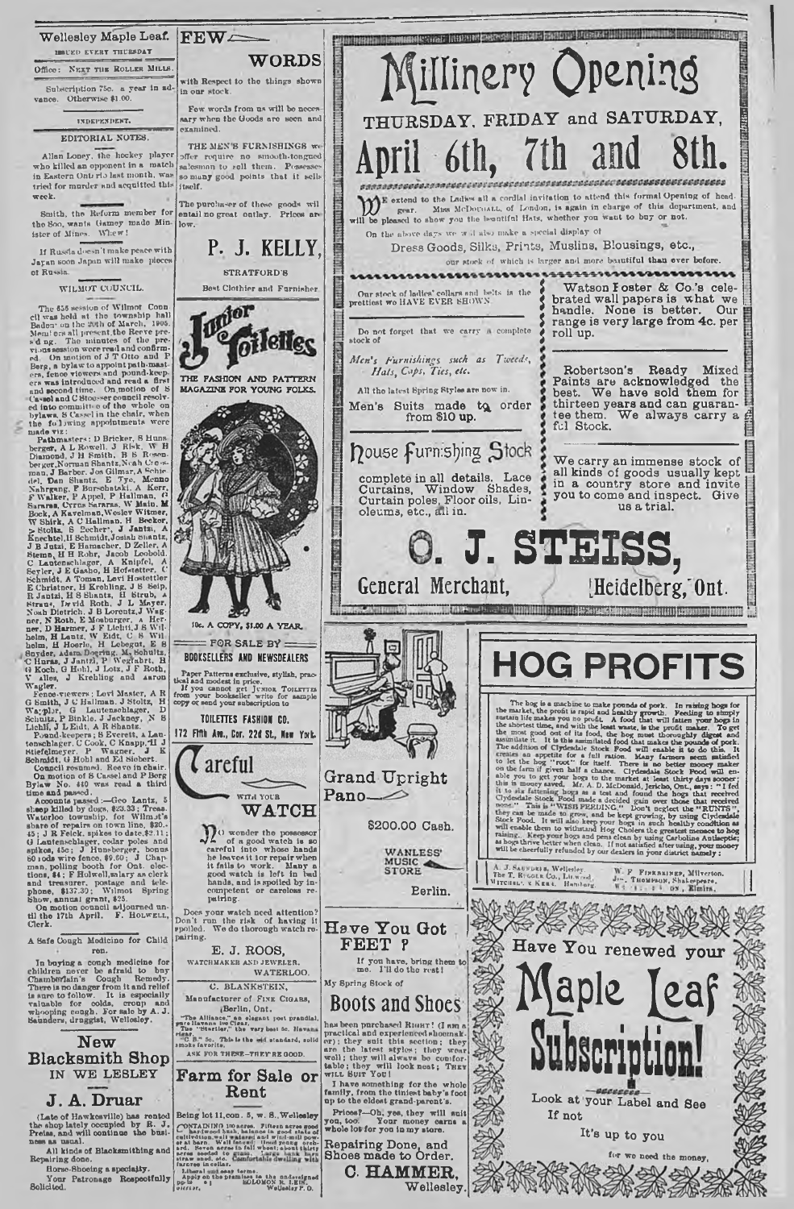# Wellesley Maple Leaf.

ISSUED EVERY THURSDAY

Office: NEXT THE ROLLER MILLS.

Subscription 75c. a year in advance. Otherwise $1.00.

INDEPENDENT.

## EDITORIAL NOTES.

Allan Loney, the hockey player who killed an opponent in a match in Eastern Ontario last month, was tried for murder and acquitted this week.

Smith, the Reform member for the Soo, wants Gamey made Minister of Mines. Whew!

If Russia doesn't make peace with Japan soon Japan will make pieces of Russia.

## WILMOT COUNCIL.

The 858 session of Wilmot Council was held at the township hall Baden on the 20th of March, 1905. Members all present, the Reeve presiding. The minutes of the previous session were read and confirmed. On motion of J T Otto and P Berg, a bylaw to appoint path-masters, fence viewers and pound-keepers was introduced and read a first and second time. On motion of S Cassel and C Stoesser council resolved into committee of the whole on bylaws. S Cassel in the chair, when the following appointments were made viz:

Pathmasters: D Bricker, S Hunsberger, A L Rowell, J Risk, W H Diamond, J H Smith, B S Rosenberger, Norman Shantz, Noah Cressman, J Barber, Jos Gilmar, A Schiedel, Dan Shantz, E Tye, Menno Nahrgang, F Borschatski, A Kerr, F Walker, P Appel, P Hallman, G Sararas, Cyrus Sararas, W Main, M Bock, A Kavelman, Wesley Witmer, W Shirk, A C Hallman, H Becker, Stoltz, S Escher, J Jantz, A Knechtel, H Schmidt, Josiah Shantz, J B Jutzi, E Hamacher, D Zeller, A Stemm, H H Rohr, Jacob Leobold, C Lautenschlager, A Knipfel, A Seyler, J E Gasho, H Hofstetter, C Schmidt, A Toman, Levi Hostettler, E Christner, H Krehling, J S Seip, R Jantzi, H S Shantz, H Strub, A Straus, David Roth, J L Meyer, Noah Dietrich, J B Lorentz, J Wagner, N Roth, E Mosburger, A Herner, D Harmer, J F Licht, J S Wilhelm, H Lantz, W Eidt, C S Wilhelm, H Hoerle, H Lebegut, E S Snyder, Adam Doering, M Schultz, C Huras, J Jantzi, P Wegtabrt, H Koch, G Hohl, J Lotz, J F Roth, Y Alles, J Krehling and Aaron Wagler.

Fence-viewers: Levi Master, A R G Smith, J C Hallman, J Stoltz, H Wagner, G Lautenschlager, D Schultz, P Binkle, J Jackney, N S Lichti, J L Eidt, A R Shantz.

Pound-keepers: S Everett, A Lautenschlager, C Cook, C Knapp, J Stiefelmeyer, P Wagner, J K Schmidt, G Hohl and Ed Siebert.

Council resumed. Reeve in chair. On motion of S Cassel and P Berg Bylaw No. 440 was read a third time and passed.

Accounts passed:—Geo Lantz, 5 sheep killed by dogs, $23.33; Treas. Waterloo township, for Wilmot's share of repairs on town line, $20.45; J R Felck, spikes to date, $2.11; G Lautenschlager, cedar poles and spikes, 45c; J Hunsberger, bonus 80 rods wire fence, $9.60; J Chapman, polling booth for Ont. elections, $4; F Holwell, salary as clerk and treasurer, postage and telephone, $137.30; Wilmot Spring Show, annual grant, $25.

On motion council adjourned until the 17th April. F. HOLWELL, Clerk.

## A Safe Cough Medicine for Children.

In buying a cough medicine for children never be afraid to buy Chamberlain's Cough Remedy. There is no danger from it and relief is sure to follow. It is especially valuable for colds, croup and whooping cough. For sale by A. J. Saunders, druggist, Wellesley.

## New Blacksmith Shop IN WELLESLEY

## J. A. Druar

(Late of Hawkesville) has rented the shop lately occupied by R. J. Preiss, and will continue the business as usual.

All kinds of Blacksmithing and Repairing done.

Horse-Shoeing a specialty.

Your Patronage Respectfully Solicited.

---

## FEW WORDS

with Respect to the things shown in our stock.

Few words from us will be necessary when the Goods are seen and examined.

THE MEN'S FURNISHINGS we offer require no smooth-tongued salesman to sell them. Possesses so many good points that it sells itself.

The purchaser of these goods will entail no great outlay. Prices are low.

## P. J. KELLY,

STRATFORD'S

Best Clothier and Furnisher.

---

## Junior Toilettes

THE FASHION AND PATTERN MAGAZINE FOR YOUNG FOLKS.

10c. A COPY, $1.00 A YEAR.

FOR SALE BY BOOKSELLERS AND NEWSDEALERS

Paper Patterns exclusive, stylish, practical and modest in price.

If you cannot get JUNIOR TOILETTES from your bookseller write for sample copy or send your subscription to

TOILETTES FASHION CO.

172 Fifth Ave., Cor. 22d St., New York.

---

## Careful WITH YOUR WATCH

No wonder the possessor of a good watch is so careful into whose hands he leaves it for repair when it fails to work. Many a good watch is left in bad hands, and is spoiled by incompetent or careless repairing.

Does your watch need attention? Don't run the risk of having it spoiled. We do thorough watch repairing.

E. J. ROOS,

WATCHMAKER AND JEWELER.

WATERLOO.

---

C. BLANKSTEIN,

Manufacturer of FINE CIGARS,

Berlin, Ont.

"The Alliance," an elegant post prandial, pure Havana Ten Cent.

"The 'Sterling,'" the very best 5c. Havana cigar.

"C B" 5c. This is the old standard; solid smoke favorite.

ASK FOR THESE—THEY'RE GOOD.

---

## Farm for Sale or Rent

Being lot 11, con. 5, w. S., Wellesley

CONTAINING 180 acres. Fifteen acres good hardwood bush, balance in good state of cultivation, well watered and wind-mill power at barn. Well fenced. Good young orchard. Seven acres in fall wheat; about thirty acres seeded to grass. Large bank barn straw shed, etc. Comfortable dwelling with furnace in cellar.

Liberal and easy terms.

Apply on the premises to the undersigned

SOLOMON R. LEIS,

Wellesley P. O.

---

# Millinery Opening

## THURSDAY, FRIDAY and SATURDAY,

# April 6th, 7th and 8th.

We extend to the Ladies all a cordial invitation to attend this formal Opening of head-gear. Miss McDOUGALL, of London, is again in charge of this department, and will be pleased to show you the beautiful Hats, whether you want to buy or not.

On the above days we will also make a special display of

Dress Goods, Silks, Prints, Muslins, Blousings, etc.,

our stock of which is larger and more beautiful than ever before.

Our stock of ladies' collars and belts is the prettiest we HAVE EVER SHOWN.

Do not forget that we carry a complete stock of

*Men's Furnishings such as Tweeds, Hats, Caps, Ties, etc.*

All the latest Spring Styles are now in.

Men's Suits made to order from $10 up.

## House Furnishing Stock

complete in all details. Lace Curtains, Window Shades, Curtain poles, Floor oils, Linoleums, etc., all in.

Watson Foster & Co.'s celebrated wall papers is what we handle. None is better. Our range is very large from 4c. per roll up.

Robertson's Ready Mixed Paints are acknowledged the best. We have sold them for thirteen years and can guarantee them. We always carry a full Stock.

We carry an immense stock of all kinds of goods usually kept in a country store and invite you to come and inspect. Give us a trial.

# O. J. STEISS,

General Merchant, Heidelberg, Ont.

---

## Grand Upright Pano

$200.00 Cash.

WANLESS' MUSIC STORE

Berlin.

---

## Have You Got FEET?

If you have, bring them to me. I'll do the rest!

My Spring Stock of

## Boots and Shoes

has been purchased RIGHT! (I am a practical and experienced shoemaker); they suit this section; they are the latest styles; they wear well; they will always be comfortable; they will look neat; THEY WILL SUIT YOU!

I have something for the whole family, from the tiniest baby's foot up to the eldest grand-parent's.

Prices?—Oh, yes, they will suit you, too. Your money earns a whole lot for you in my store.

Repairing Done, and Shoes made to Order.

C. HAMMER,

Wellesley.

---

# HOG PROFITS

The hog is a machine to make pounds of pork. In raising hogs for the market, the profit is rapid and healthy growth. Feeding to simply sustain life makes you no profit. A food that will fatten your hogs in the shortest time, and with the least waste, is the profit maker. To get the most good out of its food, the hog must thoroughly digest and assimilate it. It is this assimilated food that makes the pounds of pork. The addition of Clydesdale Stock Food will enable it to do this. It creates an appetite for a full ration. Many farmers seem satisfied to let the hog "root" for itself. There is no better money maker on the farm if given half a chance. Clydesdale Stock Food will enable you to get your hogs to the market at least thirty days sooner; this is money saved. Mr. A. D. McDonald, Jericho, Ont., says: "I fed it to six fattening hogs as a test and found the hogs that received Clydesdale Stock Food made a decided gain over those that received none." This is "WISE FEEDING." Don't neglect the "RUNTS"; they can be made to grow, and be kept growing, by using Clydesdale Stock Food. It will also keep your hogs in such healthy condition as will enable them to withstand Hog Cholera the greatest menace to hog raising. Keep your hogs and pens clean by using Carboline Antiseptic; as hogs thrive better when clean. If not satisfied after using, your money will be cheerfully refunded by our dealers in your district namely:

A. J. SAUNDERS, Wellesley. The T. RUGGLE Co., Listowel. MITCHELL & KERR, Hamburg. W. F. FINKBEINER, Milverton. JNO. THOMPSON, Shakespeare. ... Elmira.

---

## Have You renewed your

# Maple Leaf Subscription!

Look at your Label and See If not

It's up to you

for we need the money.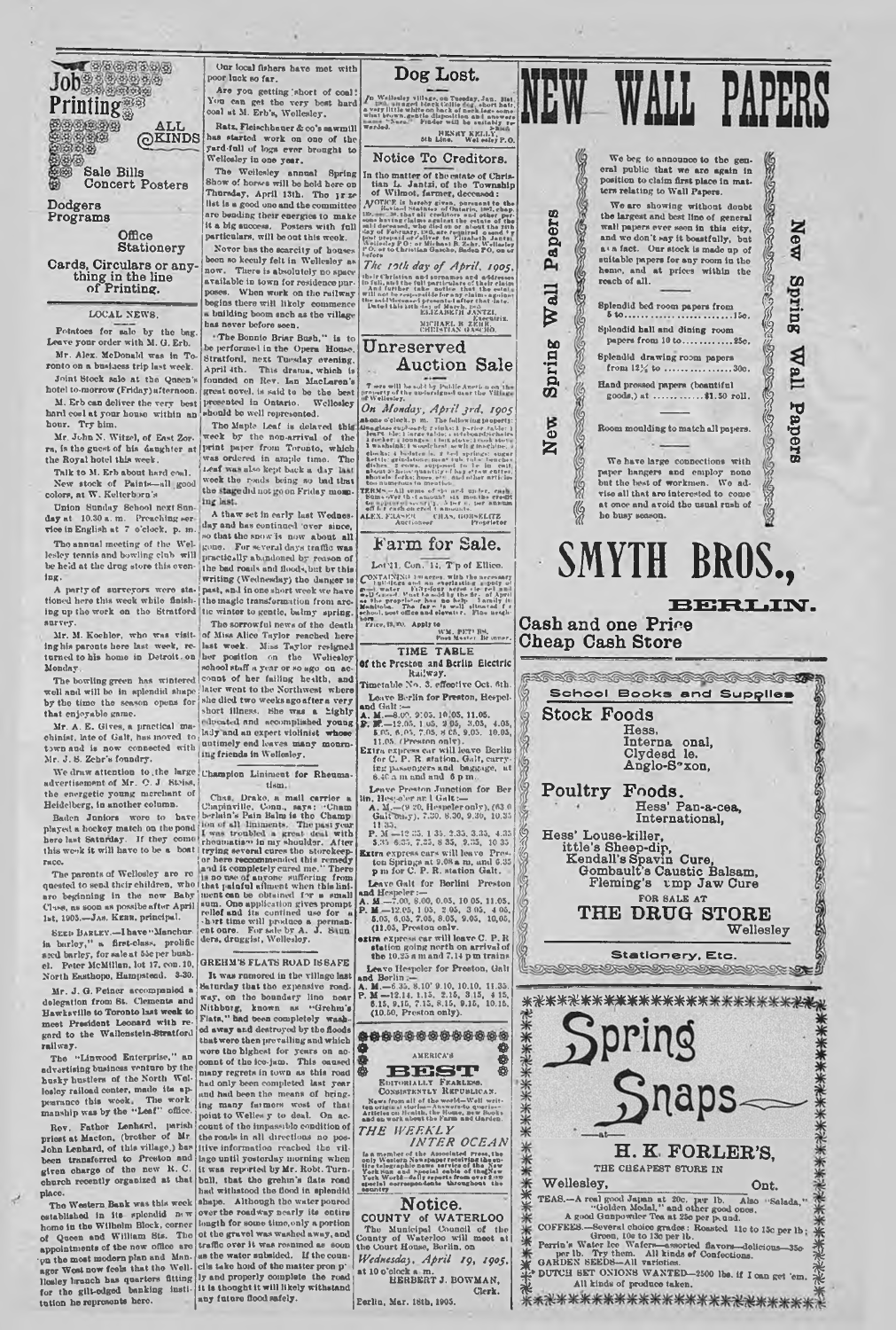# Job Printing

ALL KINDS

Sale Bills
Concert Posters

Dodgers
Programs

Office
Stationery

Cards, Circulars or anything in the line of Printing.

## LOCAL NEWS.

Potatoes for sale by the bag. Leave your order with M. G. Erb.

Mr. Alex. McDonald was in Toronto on a business trip last week.

Joint Stock sale at the Queen's hotel to-morrow (Friday) afternoon.

M. Erb can deliver the very best hard coal at your house within an hour. Try him.

Mr. John N. Witzel, of East Zorra, is the guest of his daughter at the Royal hotel this week.

Talk to M. Erb about hard coal.

New stock of Paints—all good colors, at W. Kelterborn's.

Union Sunday School next Sunday at 10.30 a. m. Preaching service in English at 7 o'clock, p. m.

The annual meeting of the Wellesley tennis and bowling club will be held at the drug store this evening.

A party of surveyors were stationed here this week while finishing up the work on the Stratford survey.

Mr. M. Koehler, who was visiting his parents here last week, returned to his home in Detroit on Monday.

The bowling green has wintered well and will be in splendid shape by the time the season opens for that enjoyable game.

Mr. A. E. Gives, a practical machinist, late of Galt, has moved to town and is now connected with Mr. J. S. Zehr's foundry.

We draw attention to the large advertisement of Mr. C. J. Stein, the energetic young merchant of Heidelberg, in another column.

Baden Juniors were to have played a hockey match on the pond here last Saturday. If they come this week it will have to be a boat race.

The parents of Wellesley are requested to send their children, who are beginning in the new Baby Class, as soon as possible after April 1st, 1905.—Jas. Kerr, principal.

SEED BARLEY.—I have "Manchuria barley," a first-class, prolific seed barley, for sale at 55c per bushel. Peter McMillan, lot 17, con. 10, North Easthope, Hampstead. 3-30.

Mr. J. G. Feiner accompanied a delegation from St. Clements and Hawkesville to Toronto last week to meet President Leonard with regard to the Wallenstein-Stratford railway.

The "Linwood Enterprise," an advertising business venture by the busky hustlers of the North Wellesley railroad center, made its appearance this week. The work manship was by the "Leaf" office.

Rev. Father Lenhard, parish priest at Macton, (brother of Mr. John Lenhard, of this village,) has been transferred to Preston and given charge of the new R. C. church recently organized at that place.

The Western Bank was this week established in its splendid new home in the Wilhelm Block, corner of Queen and William Sts. The appointments of the new office are on the most modern plan and Manager West now feels that the Wellesley branch has quarters fitting for the gilt-edged banking institution he represents here.

Our local fishers have met with poor luck so far.

Are you getting short of coal? You can get the very best hard coal at M. Erb's, Wellesley.

Ratz, Fleischhauer & co's sawmill has started work on one of the yard-full of logs ever brought to Wellesley in one year.

The Wellesley annual Spring Show of horses will be held here on Thursday, April 13th. The prize list is a good one and the committee are bending their energies to make it a big success. Posters with full particulars, will be out this week.

Never has the scarcity of houses been so keenly felt in Wellesley as now. There is absolutely no space available in town for residence purposes. When work on the railway begins there will likely commence a building boom such as the village has never before seen.

"The Bonnie Briar Bush," is to be performed in the Opera House, Stratford, next Tuesday evening, April 4th. This drama, which is founded on Rev. Ian MacLaren's great novel, is said to be the best presented in Ontario. Wellesley should be well represented.

The Maple Leaf is delayed this week by the non-arrival of the print paper from Toronto, which was ordered in ample time. The Leaf was also kept back a day last week the roads being so bad that the stage did not go on Friday morning last.

A thaw set in early last Wednesday and has continued ever since, so that the snow is now about all gone. For several days traffic was practically abandoned by reason of the bad roads and floods, but by this writing (Wednesday) the danger is past, and in one short week we have the magic transformation from arctic winter to gentle, balmy spring.

The sorrowful news of the death of Miss Alice Taylor reached here last week. Miss Taylor resigned her position on the Wellesley school staff a year or so ago on account of her failing health, and later went to the Northwest where she died two weeks ago after a very short illness. She was a highly educated and accomplished young lady and an expert violinist whose untimely end leaves many mourning friends in Wellesley.

### Champion Liniment for Rheumatism.

Chas. Drake, a mail carrier a Chapinville, Conn., says: "Chamberlain's Pain Balm is the Champion of all liniments. The past year I was troubled a great deal with rheumatism in my shoulder. After trying several cures the storekeeper here recommended this remedy and it completely cured me." There is no use of anyone suffering from that painful ailment when this liniment can be obtained for a small sum. One application gives prompt relief and its continued use for a short time will produce a permanent cure. For sale by A. J. Saunders, druggist, Wellesley.

### GREHM'S FLATS ROAD IS SAFE

It was rumored in the village last Saturday that the expensive roadway, on the boundary line near Nithburg, known as "Grehm's Flats," had been completely washed away and destroyed by the floods that were then prevailing and which were the highest for years on account of the ice-jam. This caused many regrets in town as this road had only been completed last year and had been the means of bringing many farmers west of that point to Wellesley to deal. On account of the impassible condition of the roads in all directions no positive information reached the village until yesterday morning when it was reported by Mr. Robt. Turnbull, that the grehm's flats road had withstood the flood in splendid shape. Although the water poured over the roadway nearly its entire length for some time, only a portion of the gravel was washed away, and traffic over it was resumed as soon as the water subsided. If the councils take hold of the matter properly and properly complete the road it is thought it will likely withstand any future flood safely.

## Dog Lost.

In Wellesley village, on Tuesday, Jan. 31st, 1905, a large black Collie dog, short hair, a very little white on back of neck, legs somewhat brown, gentle disposition and answers name "Sure." Finder will be suitably rewarded.

HENRY KELLY,
5th Line. Wellesley P.O.

## Notice To Creditors.

In the matter of the estate of Christian L. Jantzi, of the Township of Wilmot, farmer, deceased:

NOTICE is hereby given, pursuant to the Revised Statutes of Ontario, 1897, chap. 129, sec. 38, that all creditors and other persons having claims against the estate of the said deceased, who died on or about the 19th day of February, 1905, are required to send by post prepaid or deliver to Elizabeth Jantzi, Wellesley P.O. or Michael B. Zehr, Wellesley P.O. or to Christian Gascho, Baden P.O., on or before

*The 19th day of April, 1905,*

their Christian and surnames and addresses in full, and the full particulars of their claims. And further take notice that the estate will not be responsible for any claim against the said deceased presented after that date. Dated this 18th day of March, 1905.

ELIZABETH JANTZI,
Executrix.
MICHAEL B. ZEHR,
CHRISTIAN GASCHO.

## Unreserved Auction Sale

There will be sold by Public Auction on the premises of the undersigned near the Village of Wellesley,

*On Monday, April 3rd, 1905*

at one o'clock p. m. The following property: ... [remainder of list illegible]

TERMS.—All sums of ... and under, cash; over that amount six months credit on approved security ... per annum off for cash on credit amounts.

ALEX. FRASER, Auctioneer. CHAS. GOHRSELTZ, Proprietor.

## Farm for Sale.

Lot 11, Con. 11, T'p of Ellice.

CONTAINING 100 acres, with the necessary buildings and an everlasting supply of good water. Fifty-four acres are in good cultivation ... to be sold by the ... as the proprietor has no help ... to Manitoba. The farm is well situated for school, post office and elevator. Fine neighbors.

Price, $3,300. Apply to

WM. PETTIS,
Poole Master, Brunner.

## TIME TABLE

Of the Preston and Berlin Electric Railway.

Timetable No. 3, effective Oct. 6th.

Leave Berlin for Preston, Hespeler and Galt:—

A. M.—8.00, 9.05, 10.05, 11.05.
P. M.—12.05, 1.05, 2.05, 3.05, 4.05, 5.05, 6.05, 7.05, 8.05, 9.05, 10.05, 11.05. (Preston only).

Extra express car will leave Berlin for C. P. R. station, Galt, carrying passengers and baggage, at 8.45 a m and and 6 p m.

Leave Preston Junction for Berlin, Hespeler and Galt:—

A. M.—(9.20, Hespeler only), (63.0 Galt only), 7.30, 8.30, 9.30, 10.35, 11.35.
P. M.—12.35, 1.35, 2.35, 3.35, 4.35, 5.35, 6.35, 7.35, 8.35, 9.35, 10.35.

Extra express cars will leave Preston Springs at 9.08 a m, and 6.35 p m for C. P. R. station Galt.

Leave Galt for Berlin, Preston and Hespeler:—

A. M.—7.00, 8.00, 9.05, 10.05, 11.05.
P. M.—12.05, 1.05, 2.05, 3.05, 4.05, 5.05, 6.05, 7.05, 8.05, 9.05, 10.05, (11.05, Preston only.

Extra express car will leave C. P. R. station going north on arrival of the 10.25 a m and 7.14 p m trains.

Leave Hespeler for Preston, Galt and Berlin:—

A. M.—6.35, 8.10, 9.10, 10.10, 11.35.
P. M.—12.14, 1.15, 2.15, 3.15, 4.15, 5.15, 6.15, 7.15, 8.15, 9.15, 10.15. (10.50, Preston only).

## AMERICA'S BEST

EDITORIALLY FEARLESS.
CONSISTENTLY REPUBLICAN.

News from all of the world—Well written original stories—Answers to queries—Articles on Health, the Home, New Books and on work about the Farm and Garden.

## THE WEEKLY INTER OCEAN

is a member of the Associated Press, the only Western Newspaper receiving the entire telegraphic news service of the New York Sun and special cable of the New York World—daily reports from over 2,000 special correspondents throughout the country.

## Notice.

### COUNTY of WATERLOO

The Municipal Council of the County of Waterloo will meet at the Court House, Berlin, on

*Wednesday, April 19, 1905,*

at 10 o'clock a. m.

HERBERT J. BOWMAN,
Clerk.

Berlin, Mar. 18th, 1905.

# NEW WALL PAPERS

New Spring Wall Papers

We beg to announce to the general public that we are again in position to claim first place in matters relating to Wall Papers.

We are showing without doubt the largest and best line of general wall papers ever seen in this city, and we don't say it boastfully, but as a fact. Our stock is made up of suitable papers for any room in the home, and at prices within the reach of all.

Splendid bed room papers from 5 to.................................15c.

Splendid hall and dining room papers from 10 to..............25c.

Splendid drawing room papers from 12½ to.....................30c.

Hand pressed papers (beautiful goods,) at.................$1.50 roll.

Room moulding to match all papers.

We have large connections with paper hangers and employ none but the best of workmen. We advise all that are interested to come at once and avoid the usual rush of the busy season.

# SMYTH BROS.,

## BERLIN.

Cash and one Price
Cheap Cash Store

## School Books and Supplies

**Stock Foods**

Hess.
International,
Clydesdale.
Anglo-Saxon,

**Poultry Foods.**

Hess' Pan-a-cea,
International,

Hess' Louse-killer,
Little's Sheep-dip,
Kendall's Spavin Cure,
Gombault's Caustic Balsam,
Fleming's Lump Jaw Cure

FOR SALE AT

## THE DRUG STORE

Wellesley

Stationery, Etc.

# Spring Snaps

—at—

## H. K. FORLER'S,

THE CHEAPEST STORE IN

Wellesley, Ont.

TEAS.—A real good Japan at 20c. per lb. Also "Salada," "Golden Medal," and other good ones.
A good Gunpowder Tea at 25c per pound.

COFFEES.—Several choice grades: Roasted 11c to 15c per lb; Green, 10c to 13c per lb.

Perrin's Water Ice Wafers—assorted flavors—delicious—35c per lb. Try them. All kinds of Confections.

GARDEN SEEDS—All varieties.

DUTCH SET ONIONS WANTED—2500 lbs. if I can get 'em.
All kinds of produce taken.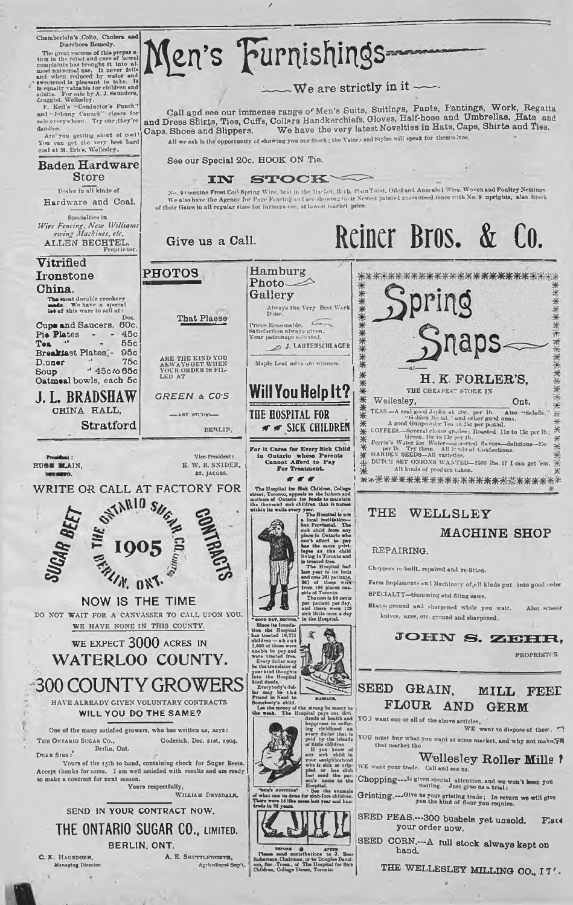Chamberlain's Colic, Cholera and Diarrhoea Remedy.

The great success of this preparation in the relief and cure of bowel complaints has brought it into almost universal use. It never fails and when reduced by water and sweetened is pleasant to take. It is equally valuable for children and adults. For sale by A. J. Saunders, druggist, Wellesley.

F. Keil's "Conductor's Punch" and "Johnny Canuck" cigars for sale everywhere. Try one; they're dandies.

Are you getting short of coal? You can get the very best hard coal at M. Erb's, Wellesley.

# Baden Hardware Store

Dealer in all kinds of

Hardware and Coal.

Specialties in *Wire Fencing, New Williams Sewing Machines, etc.*

ALLEN BECHTEL, Proprietor.

# Vitrified Ironstone China.

The most durable crockery made. We have a special lot of this ware to sell at:

| | Doz. |
|---|---|
| Cups and Saucers, | 60c. |
| Pie Plates | 45c |
| Tea " | 55c |
| Breakfast Plates | 95c |
| Dinner " | 75c |
| Soup " | 45c to 65c |
| Oatmeal bowls, each | 5c |

## J. L. BRADSHAW

CHINA HALL,

Stratford

# Men's Furnishings

We are strictly in it

Call and see our immense range of Men's Suits, Suitings, Pants, Pantings, Work, Regatta and Dress Shirts, Ties, Cuffs, Collars Handkerchiefs, Gloves, Half-hose and Umbrellas. Hats and Caps. Shoes and Slippers. We have the very latest Novelties in Hats, Caps, Shirts and Ties.

All we ask is the opportunity of showing you our Stock; the Values and Styles will speak for themselves.

See our Special 20c. HOOK ON Tie.

## IN STOCK

No. 9 Genuine Frost Coil Spring Wire, best in the Market. Barb, Plain Twist, Oiled and Annealed Wire. Woven and Poultry Nettings. We also have the Agency for Page Fencing and are showing their Newest painted guaranteed fence with No. 9 uprights, also Stock of their Gates in all regular sizes for farmers use, at lowest market price.

Give us a Call.

# Reiner Bros. & Co.

## PHOTOS

That Please

ARE THE KIND YOU ALWAYS GET WHEN YOUR ORDER IS FILLED AT

*GREEN & CO'S*

—ART STUDIO—

BERLIN.

## Hamburg Photo Gallery

Always the Very Best Work Done.

Prices Reasonable. Satisfaction always given. Your patronage solicited.

J. LAUTENSCHLAGER

Maple Leaf advs are winners.

# Spring Snaps

—at—

## H. K. FORLER'S,

THE CHEAPEST STORE IN

Wellesley, Ont.

TEAS.—A real good Japan at 20c. per lb. Also "Salada," "Golden Medal," and other good ones. A good Gunpowder Tea at 25c per pound.

COFFEES.—Several choice grades; Roasted 11c to 15c per lb; Green, 10c to 13c per lb.

Perrin's Water Ice Wafers—assorted flavors—delicious—35c per lb. Try them. All kinds of Confections.

GARDEN SEEDS—All varieties.

DUTCH SET ONIONS WANTED—2500 lbs. if I can get 'em. All kinds of produce taken.

President: HUGH BLAIN, TORONTO.

Vice-President: E. W. B. SNIDER, ST. JACOBS.

WRITE OR CALL AT FACTORY FOR

SUGAR BEET — THE ONTARIO SUGAR CO., LIMITED — 1905 — BERLIN, ONT. — CONTRACTS

## NOW IS THE TIME

DO NOT WAIT FOR A CANVASSER TO CALL UPON YOU. WE HAVE NONE IN THIS COUNTY.

WE EXPECT 3000 ACRES IN

# WATERLOO COUNTY.

# 300 COUNTY GROWERS

HAVE ALREADY GIVEN VOLUNTARY CONTRACTS.

**WILL YOU DO THE SAME?**

One of the many satisfied growers, who has written us, says:

THE ONTARIO SUGAR CO., Berlin, Ont. Goderich, Dec. 21st, 1904.

DEAR SIRS:

Yours of the 15th to hand, containing check for Sugar Beets. Accept thanks for same. I am well satisfied with results and am ready to make a contract for next season.

Yours respectfully,

WILLIAM DRYSDALE.

SEND IN YOUR CONTRACT NOW.

## THE ONTARIO SUGAR CO., LIMITED.

BERLIN, ONT.

C. K. HAGEDORN, Managing Director.

A. E. SHUTTLEWORTH, Agricultural Sup't.

# Will You Help It?

## THE HOSPITAL FOR SICK CHILDREN

**For it Cares for Every Sick Child in Ontario whose Parents Cannot Afford to Pay For Treatment.**

The Hospital for Sick Children, College street, Toronto, appeals to the fathers and mothers of Ontario for funds to maintain the thousand sick children that is nurses within its walls every year.

The Hospital is not a local institution—but Provincial. The sick child from any place in Ontario who can't afford to pay has the same privileges as the child living in Toronto and is treated free.

The Hospital had last year in its beds and cots 761 patients, 287 of these were from 196 places outside of Toronto.

The cost is 96 cents per patient per day, and there were 129 sick little ones a day in the Hospital.

"GOOD DAY, DOCTOR."

Since its foundation the Hospital has treated 10,371 children—about 7,500 of these were unable to pay and were treated free.

Every dollar may be the translator of your kind thoughts into the Hospital kind deeds.

Everybody's dollar may be the Friend in Need to Somebody's child.

MASSAGE.

Let the money of the strong be mercy to the weak. The Hospital pays out dividends of health and happiness to suffering childhood on every dollar that is paid by the friends of little children.

If you know of any sick child in your neighborhood who is sick or crippled or has club feet send the parent's name to the Hospital.

"WEE'S KNITTING"

See the example of what can be done for club-foot children. There were 14 like cases last year and hundreds in 22 years.

BEFORE AFTER

Please send contributions to J. Ross Robertson, Chairman, or to Douglas Davidson, Sec.-Treas., of The Hospital for Sick Children, College Street, Toronto.

# THE WELLSLEY MACHINE SHOP

REPAIRING.

Choppers re-built, repaired and re-fitted.

Farm Implements and Machinery of all kinds put into good order

SPECIALTY—Gumming and filing saws.

Skates ground and sharpened while you wait. Also scissor knives, axes, etc. ground and sharpened.

## JOHN S. ZEHR,

PROPRIETOR

# SEED GRAIN, MILL FEED FLOUR AND GERM

YOU want one or all of the above articles.

WE want to dispose of them.

YOU must buy what you want at some market, and why not make that market the

## Wellesley Roller Mills?

WE want your trade. Call and see us.

Chopping—Is given special attention, and we won't keep you waiting. Just give us a trial:

Gristing—Give us your gristing trade; in return we will give you the kind of flour you require.

SEED PEAS.—300 bushels yet unsold. Place your order now.

SEED CORN.—A full stock always kept on hand.

THE WELLESLEY MILLING CO., LTD.